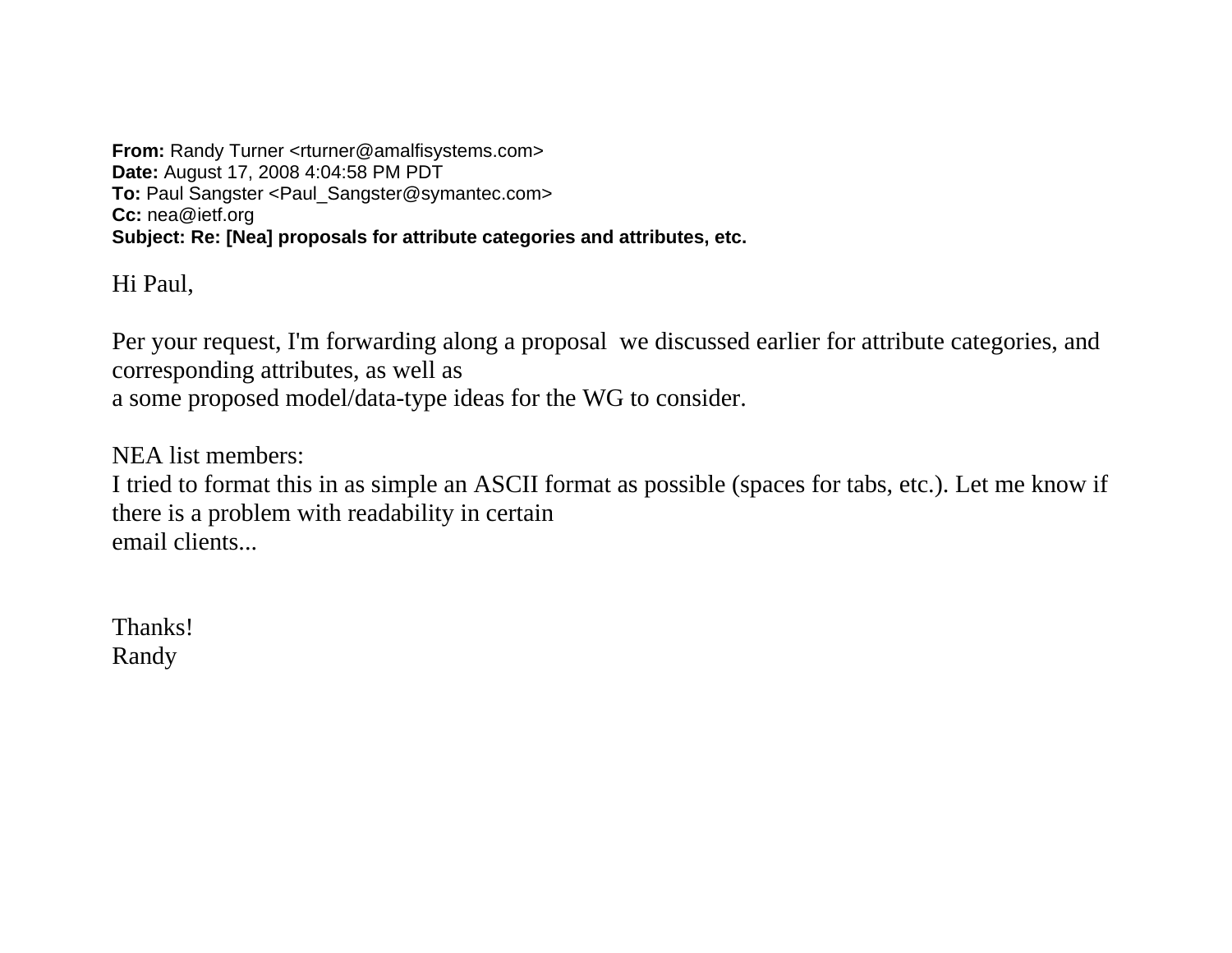**From:** Randy Turner <rturner@amalfisystems.com>
**Date:** August 17, 2008 4:04:58 PM PDT
**To:** Paul Sangster <Paul_Sangster@symantec.com>
**Cc:** nea@ietf.org
**Subject: Re: [Nea] proposals for attribute categories and attributes, etc.**

Hi Paul,

Per your request, I'm forwarding along a proposal we discussed earlier for attribute categories, and corresponding attributes, as well as
a some proposed model/data-type ideas for the WG to consider.

NEA list members:
I tried to format this in as simple an ASCII format as possible (spaces for tabs, etc.). Let me know if there is a problem with readability in certain
email clients...

Thanks!
Randy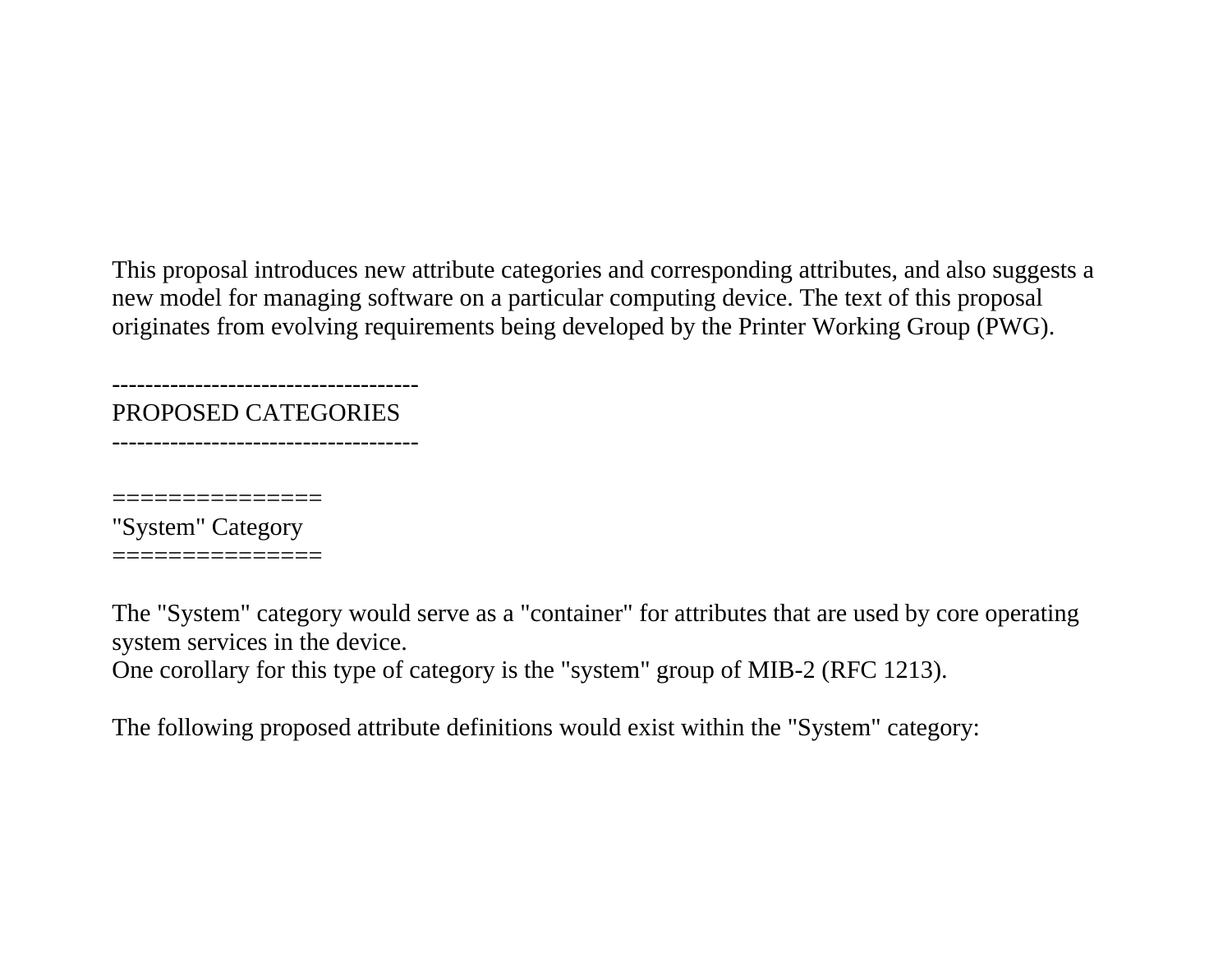This proposal introduces new attribute categories and corresponding attributes, and also suggests a new model for managing software on a particular computing device. The text of this proposal originates from evolving requirements being developed by the Printer Working Group (PWG).

-------------------------------------
PROPOSED CATEGORIES
-------------------------------------

===============
"System" Category
===============

The "System" category would serve as a "container" for attributes that are used by core operating system services in the device.
One corollary for this type of category is the "system" group of MIB-2 (RFC 1213).

The following proposed attribute definitions would exist within the "System" category: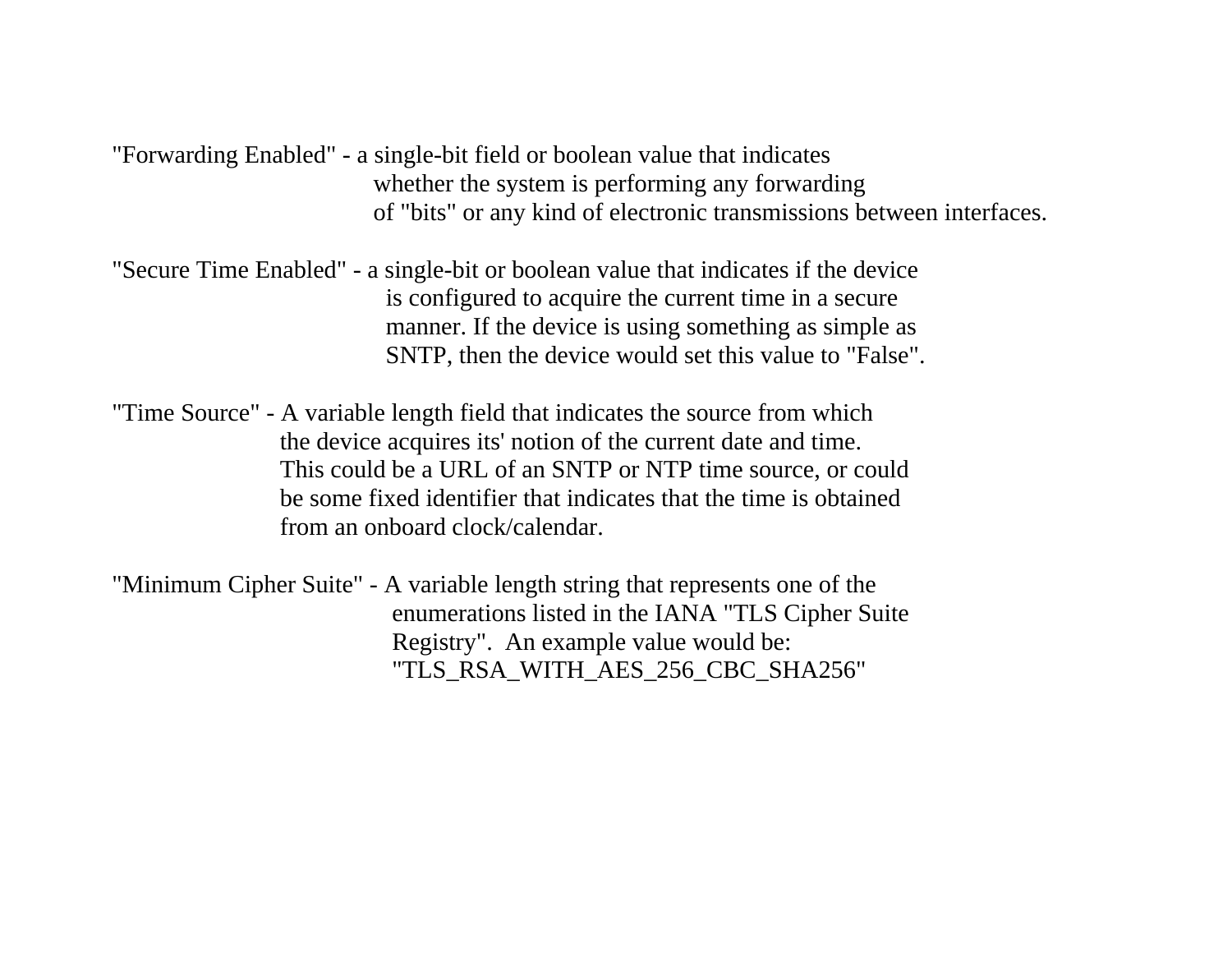"Forwarding Enabled" - a single-bit field or boolean value that indicates whether the system is performing any forwarding of "bits" or any kind of electronic transmissions between interfaces.

"Secure Time Enabled" - a single-bit or boolean value that indicates if the device is configured to acquire the current time in a secure manner. If the device is using something as simple as SNTP, then the device would set this value to "False".

"Time Source" - A variable length field that indicates the source from which the device acquires its' notion of the current date and time. This could be a URL of an SNTP or NTP time source, or could be some fixed identifier that indicates that the time is obtained from an onboard clock/calendar.

"Minimum Cipher Suite" - A variable length string that represents one of the enumerations listed in the IANA "TLS Cipher Suite Registry". An example value would be: "TLS_RSA_WITH_AES_256_CBC_SHA256"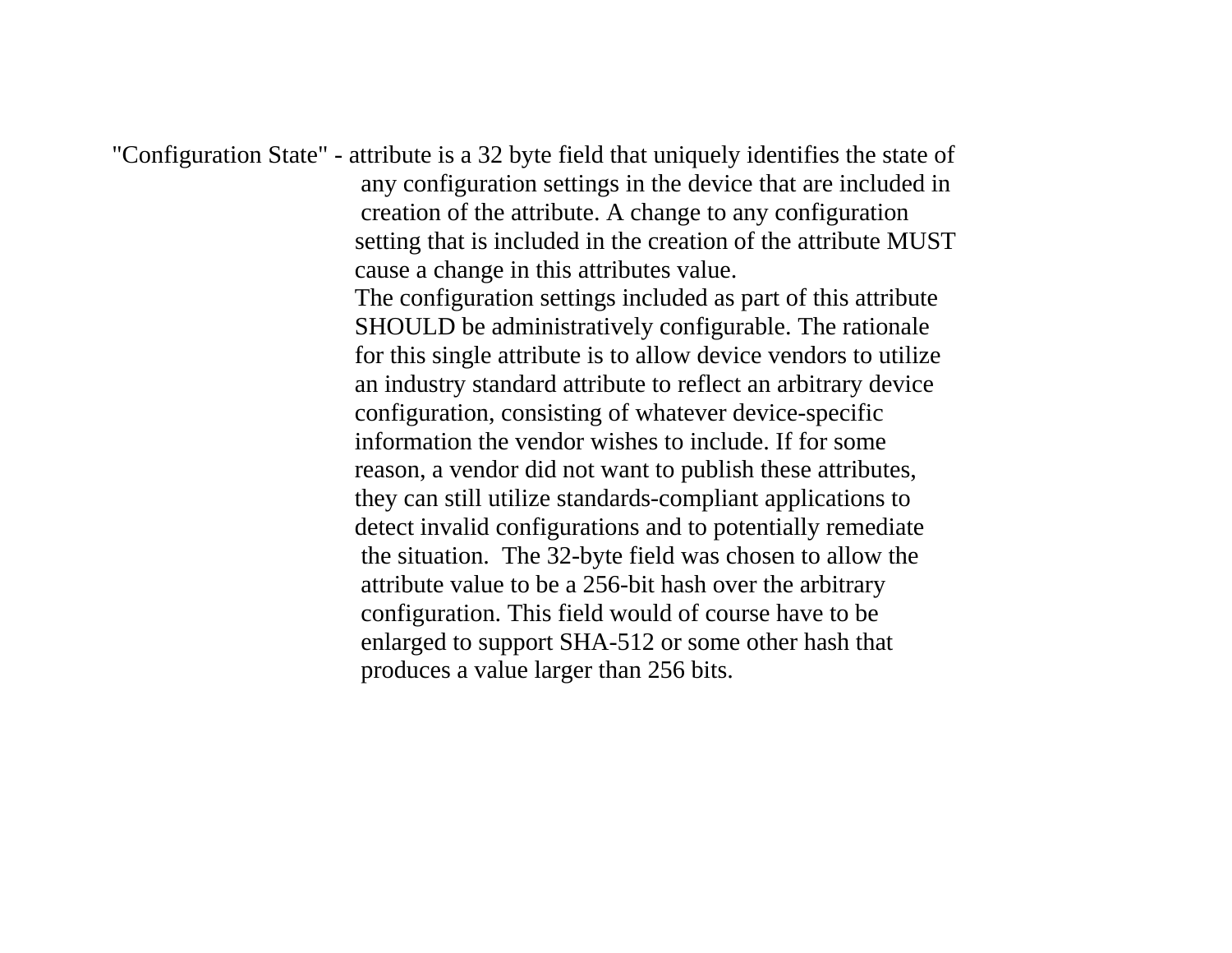"Configuration State" - attribute is a 32 byte field that uniquely identifies the state of any configuration settings in the device that are included in creation of the attribute. A change to any configuration setting that is included in the creation of the attribute MUST cause a change in this attributes value.

The configuration settings included as part of this attribute SHOULD be administratively configurable. The rationale for this single attribute is to allow device vendors to utilize an industry standard attribute to reflect an arbitrary device configuration, consisting of whatever device-specific information the vendor wishes to include. If for some reason, a vendor did not want to publish these attributes, they can still utilize standards-compliant applications to detect invalid configurations and to potentially remediate the situation.  The 32-byte field was chosen to allow the attribute value to be a 256-bit hash over the arbitrary configuration. This field would of course have to be enlarged to support SHA-512 or some other hash that produces a value larger than 256 bits.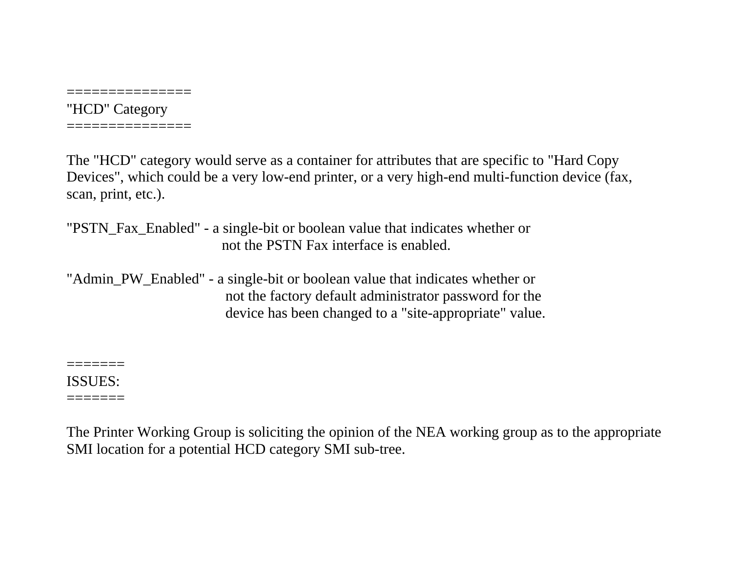## "HCD" Category

The "HCD" category would serve as a container for attributes that are specific to "Hard Copy Devices", which could be a very low-end printer, or a very high-end multi-function device (fax, scan, print, etc.).

"PSTN_Fax_Enabled" - a single-bit or boolean value that indicates whether or not the PSTN Fax interface is enabled.

"Admin_PW_Enabled" - a single-bit or boolean value that indicates whether or not the factory default administrator password for the device has been changed to a "site-appropriate" value.

## ISSUES:

The Printer Working Group is soliciting the opinion of the NEA working group as to the appropriate SMI location for a potential HCD category SMI sub-tree.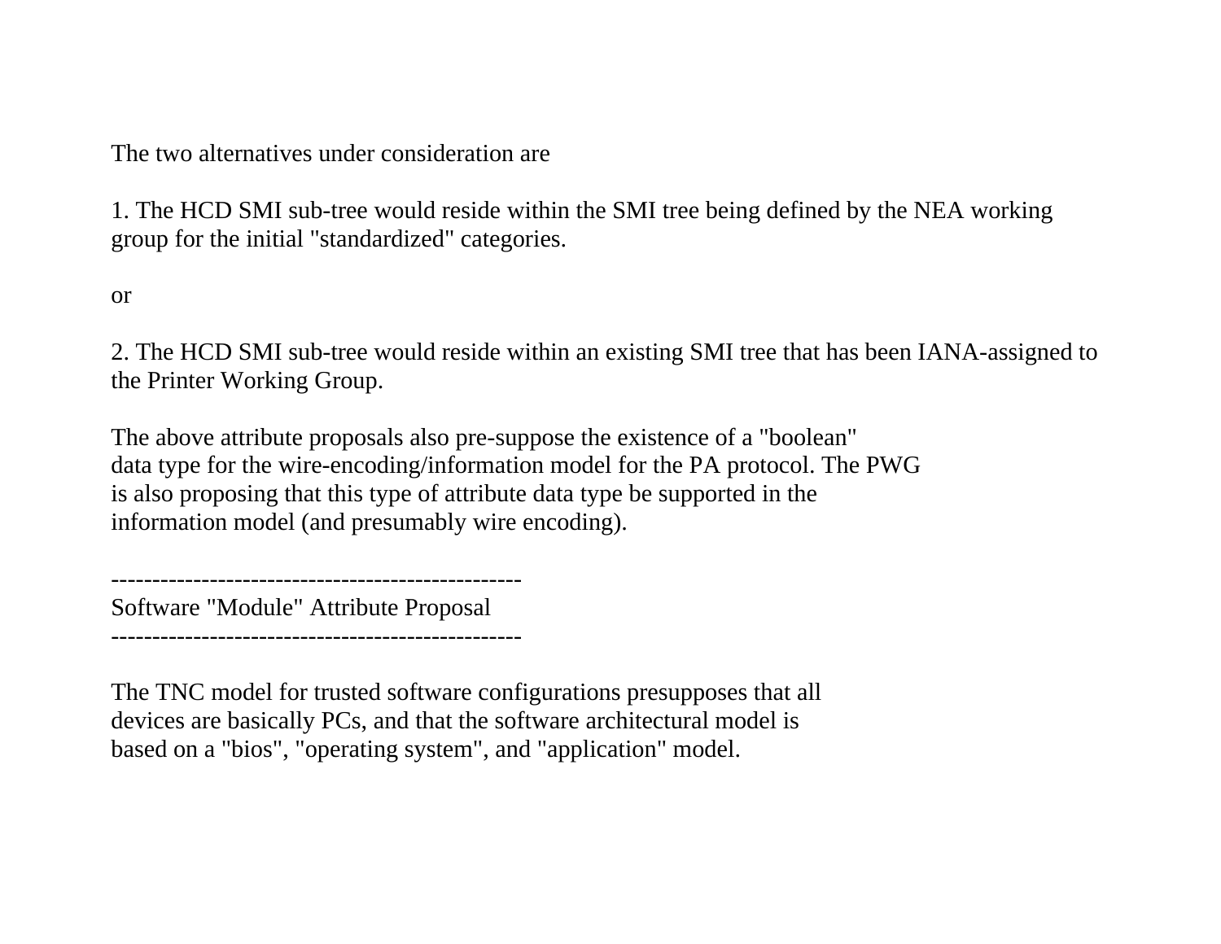The two alternatives under consideration are

1. The HCD SMI sub-tree would reside within the SMI tree being defined by the NEA working group for the initial "standardized" categories.

or

2. The HCD SMI sub-tree would reside within an existing SMI tree that has been IANA-assigned to the Printer Working Group.

The above attribute proposals also pre-suppose the existence of a "boolean" data type for the wire-encoding/information model for the PA protocol. The PWG is also proposing that this type of attribute data type be supported in the information model (and presumably wire encoding).

--------------------------------------------------
Software "Module" Attribute Proposal
--------------------------------------------------

The TNC model for trusted software configurations presupposes that all devices are basically PCs, and that the software architectural model is based on a "bios", "operating system", and "application" model.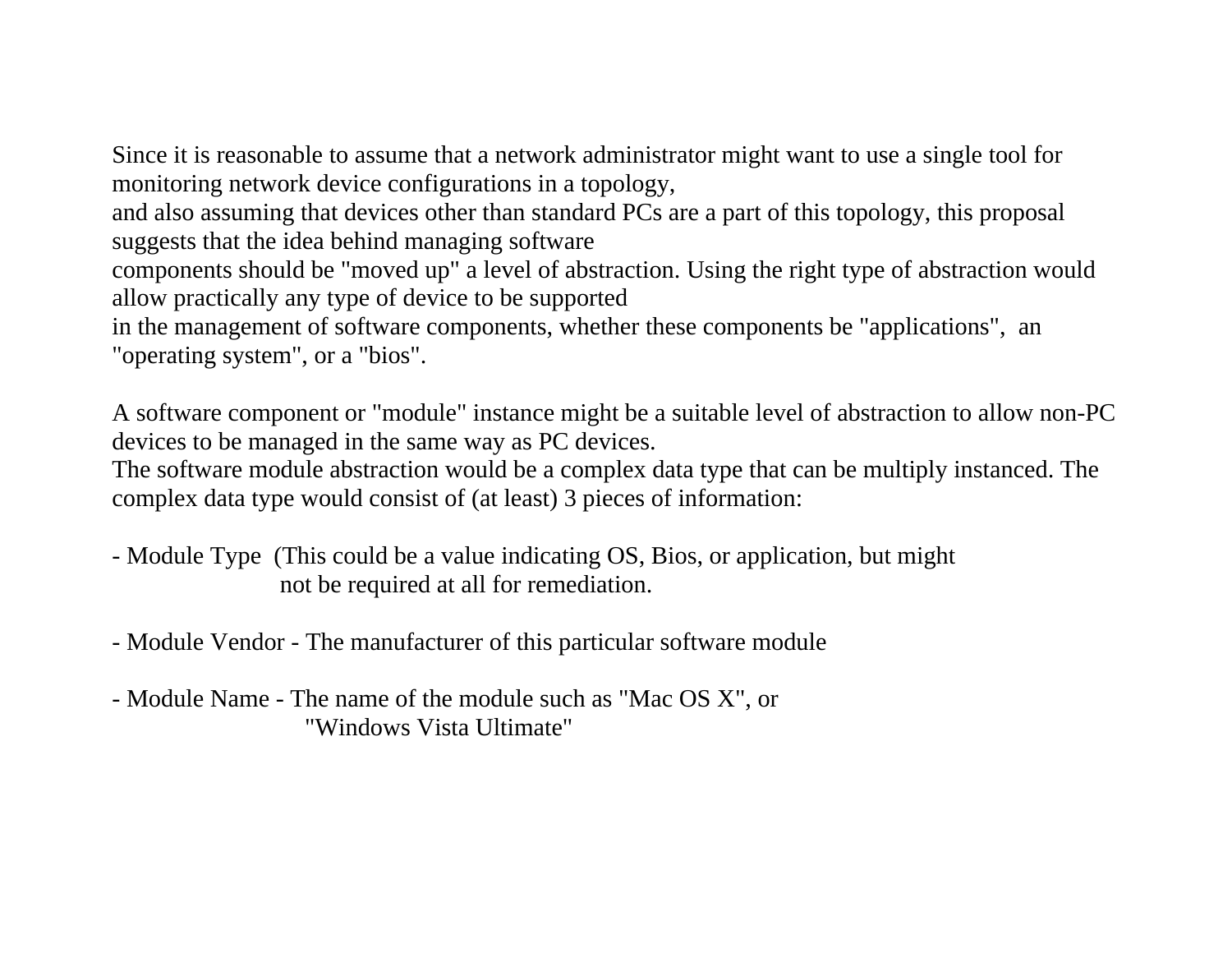Since it is reasonable to assume that a network administrator might want to use a single tool for monitoring network device configurations in a topology, and also assuming that devices other than standard PCs are a part of this topology, this proposal suggests that the idea behind managing software components should be "moved up" a level of abstraction. Using the right type of abstraction would allow practically any type of device to be supported in the management of software components, whether these components be "applications", an "operating system", or a "bios".

A software component or "module" instance might be a suitable level of abstraction to allow non-PC devices to be managed in the same way as PC devices.
The software module abstraction would be a complex data type that can be multiply instanced. The complex data type would consist of (at least) 3 pieces of information:

- Module Type (This could be a value indicating OS, Bios, or application, but might not be required at all for remediation.

- Module Vendor - The manufacturer of this particular software module

- Module Name - The name of the module such as "Mac OS X", or "Windows Vista Ultimate"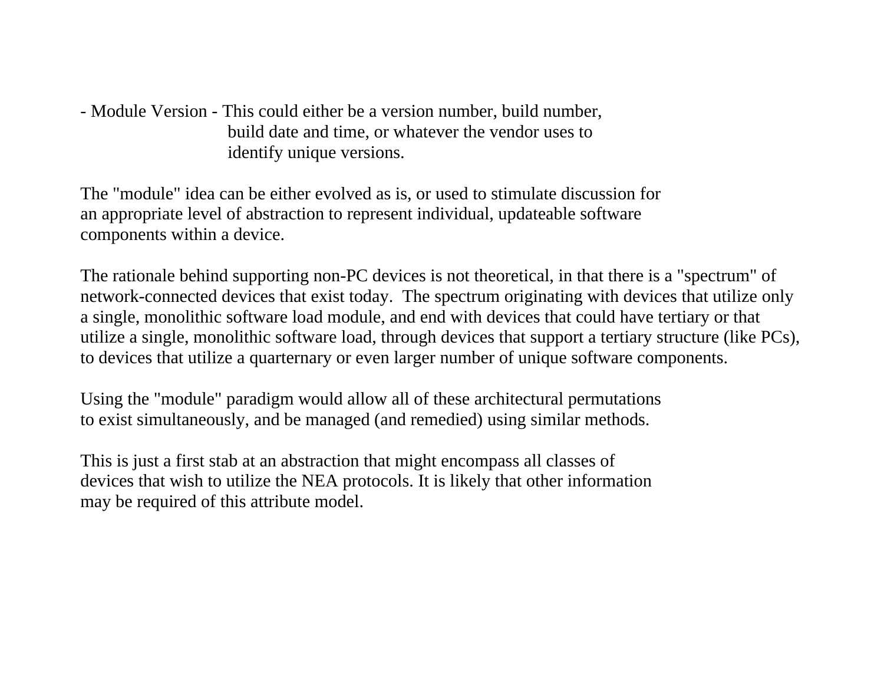- Module Version - This could either be a version number, build number, build date and time, or whatever the vendor uses to identify unique versions.

The "module" idea can be either evolved as is, or used to stimulate discussion for an appropriate level of abstraction to represent individual, updateable software components within a device.

The rationale behind supporting non-PC devices is not theoretical, in that there is a "spectrum" of network-connected devices that exist today.  The spectrum originating with devices that utilize only a single, monolithic software load module, and end with devices that could have tertiary or that utilize a single, monolithic software load, through devices that support a tertiary structure (like PCs), to devices that utilize a quarternary or even larger number of unique software components.

Using the "module" paradigm would allow all of these architectural permutations to exist simultaneously, and be managed (and remedied) using similar methods.

This is just a first stab at an abstraction that might encompass all classes of devices that wish to utilize the NEA protocols. It is likely that other information may be required of this attribute model.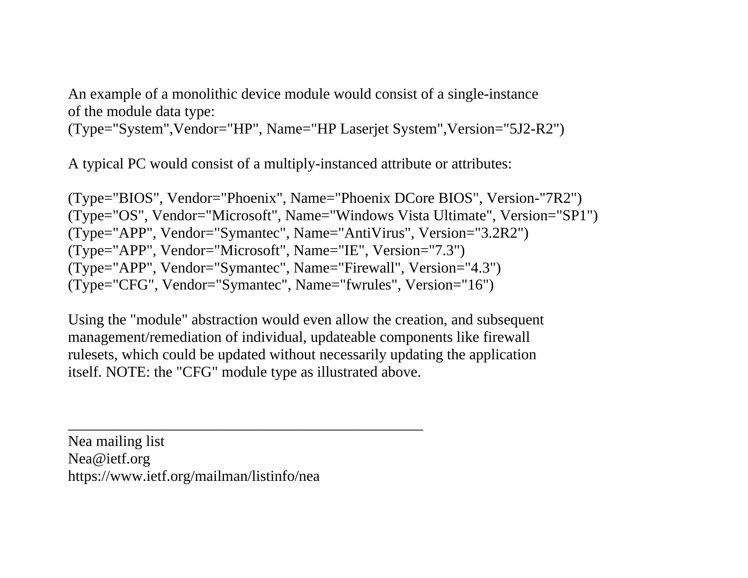An example of a monolithic device module would consist of a single-instance of the module data type:
(Type="System",Vendor="HP", Name="HP Laserjet System",Version="5J2-R2")

A typical PC would consist of a multiply-instanced attribute or attributes:

(Type="BIOS", Vendor="Phoenix", Name="Phoenix DCore BIOS", Version-"7R2")
(Type="OS", Vendor="Microsoft", Name="Windows Vista Ultimate", Version="SP1")
(Type="APP", Vendor="Symantec", Name="AntiVirus", Version="3.2R2")
(Type="APP", Vendor="Microsoft", Name="IE", Version="7.3")
(Type="APP", Vendor="Symantec", Name="Firewall", Version="4.3")
(Type="CFG", Vendor="Symantec", Name="fwrules", Version="16")

Using the "module" abstraction would even allow the creation, and subsequent management/remediation of individual, updateable components like firewall rulesets, which could be updated without necessarily updating the application itself. NOTE: the "CFG" module type as illustrated above.

_______________________________________________
Nea mailing list
Nea@ietf.org
https://www.ietf.org/mailman/listinfo/nea